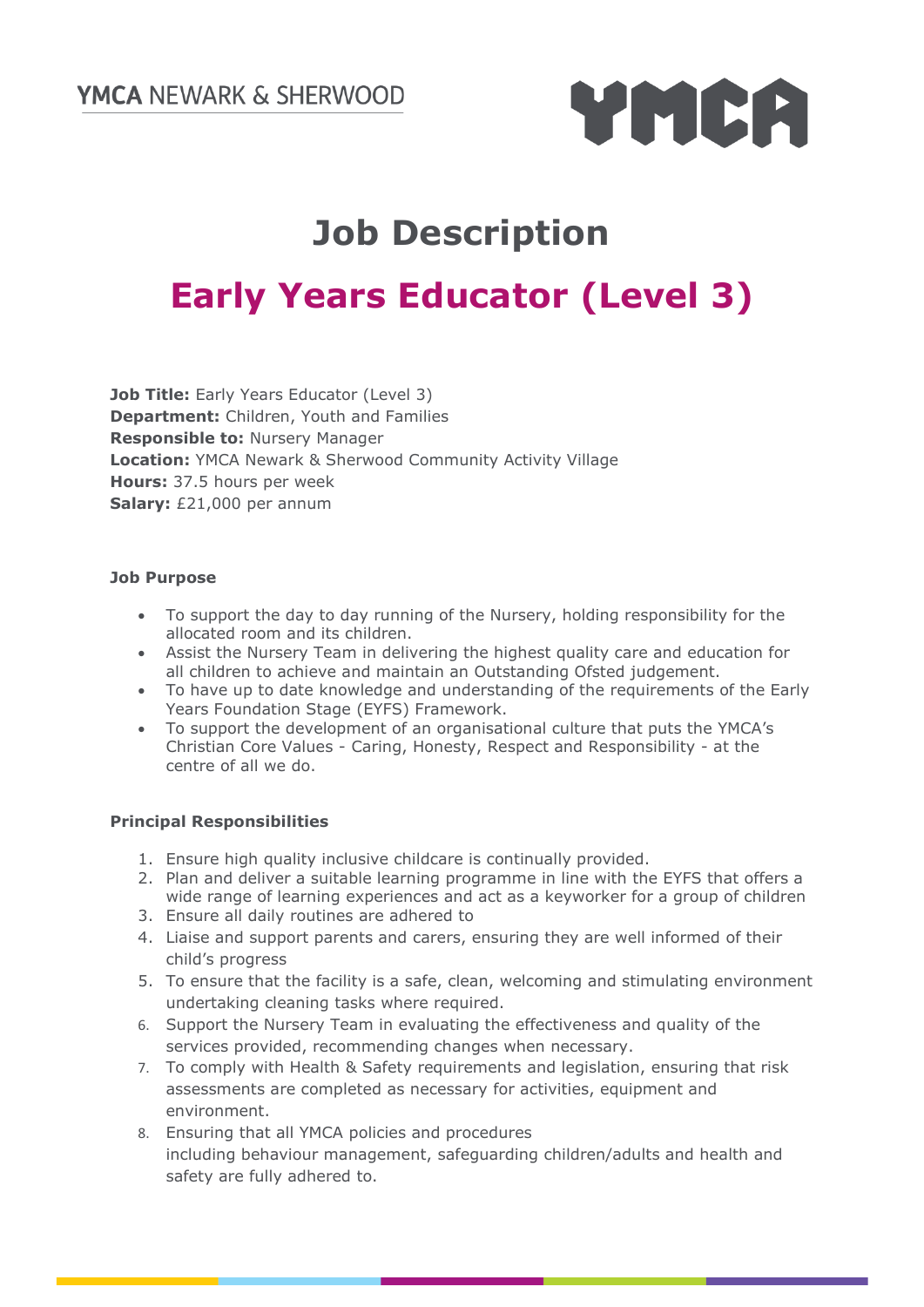YMCA NEWARK & SHERWOOD

# Job Description

## Early Years Educator (Level 3)

**Job Title:** Early Years Educator (Level 3)
**Department:** Children, Youth and Families
**Responsible to:** Nursery Manager
**Location:** YMCA Newark & Sherwood Community Activity Village
**Hours:** 37.5 hours per week
**Salary:** £21,000 per annum

**Job Purpose**

- To support the day to day running of the Nursery, holding responsibility for the allocated room and its children.
- Assist the Nursery Team in delivering the highest quality care and education for all children to achieve and maintain an Outstanding Ofsted judgement.
- To have up to date knowledge and understanding of the requirements of the Early Years Foundation Stage (EYFS) Framework.
- To support the development of an organisational culture that puts the YMCA's Christian Core Values - Caring, Honesty, Respect and Responsibility - at the centre of all we do.

**Principal Responsibilities**

1. Ensure high quality inclusive childcare is continually provided.
2. Plan and deliver a suitable learning programme in line with the EYFS that offers a wide range of learning experiences and act as a keyworker for a group of children
3. Ensure all daily routines are adhered to
4. Liaise and support parents and carers, ensuring they are well informed of their child's progress
5. To ensure that the facility is a safe, clean, welcoming and stimulating environment undertaking cleaning tasks where required.
6. Support the Nursery Team in evaluating the effectiveness and quality of the services provided, recommending changes when necessary.
7. To comply with Health & Safety requirements and legislation, ensuring that risk assessments are completed as necessary for activities, equipment and environment.
8. Ensuring that all YMCA policies and procedures including behaviour management, safeguarding children/adults and health and safety are fully adhered to.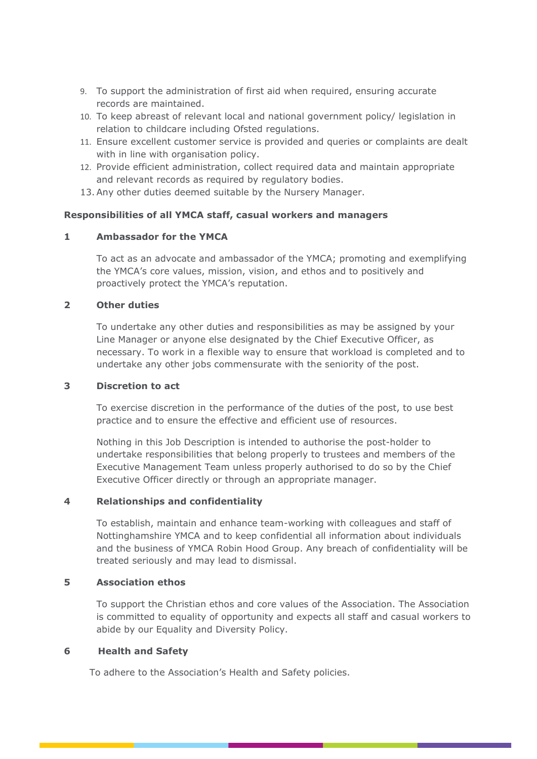9. To support the administration of first aid when required, ensuring accurate records are maintained.
10. To keep abreast of relevant local and national government policy/ legislation in relation to childcare including Ofsted regulations.
11. Ensure excellent customer service is provided and queries or complaints are dealt with in line with organisation policy.
12. Provide efficient administration, collect required data and maintain appropriate and relevant records as required by regulatory bodies.
13. Any other duties deemed suitable by the Nursery Manager.

**Responsibilities of all YMCA staff, casual workers and managers**

**1 Ambassador for the YMCA**

To act as an advocate and ambassador of the YMCA; promoting and exemplifying the YMCA's core values, mission, vision, and ethos and to positively and proactively protect the YMCA's reputation.

**2 Other duties**

To undertake any other duties and responsibilities as may be assigned by your Line Manager or anyone else designated by the Chief Executive Officer, as necessary. To work in a flexible way to ensure that workload is completed and to undertake any other jobs commensurate with the seniority of the post.

**3 Discretion to act**

To exercise discretion in the performance of the duties of the post, to use best practice and to ensure the effective and efficient use of resources.

Nothing in this Job Description is intended to authorise the post-holder to undertake responsibilities that belong properly to trustees and members of the Executive Management Team unless properly authorised to do so by the Chief Executive Officer directly or through an appropriate manager.

**4 Relationships and confidentiality**

To establish, maintain and enhance team-working with colleagues and staff of Nottinghamshire YMCA and to keep confidential all information about individuals and the business of YMCA Robin Hood Group. Any breach of confidentiality will be treated seriously and may lead to dismissal.

**5 Association ethos**

To support the Christian ethos and core values of the Association. The Association is committed to equality of opportunity and expects all staff and casual workers to abide by our Equality and Diversity Policy.

**6 Health and Safety**

To adhere to the Association's Health and Safety policies.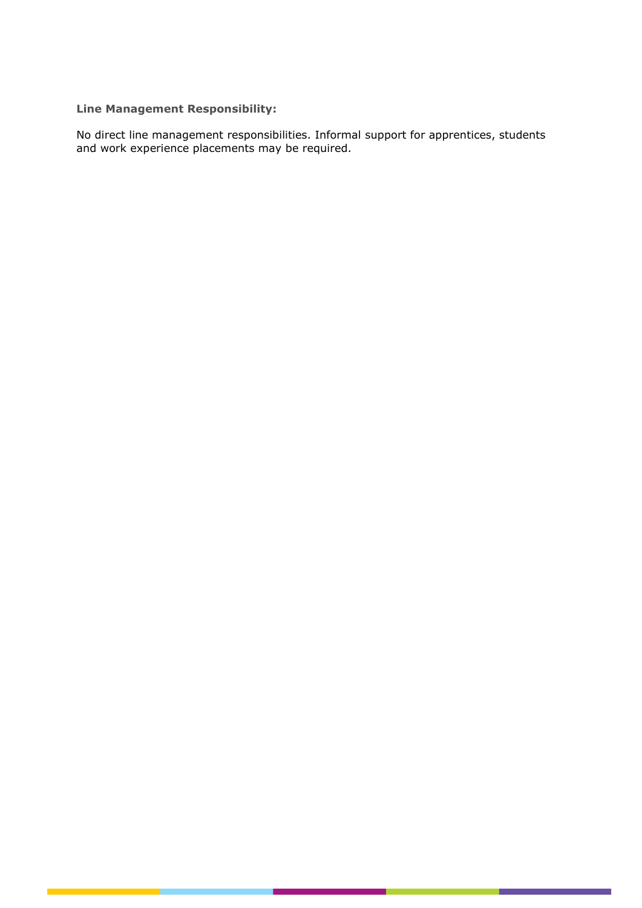**Line Management Responsibility:**

No direct line management responsibilities. Informal support for apprentices, students and work experience placements may be required.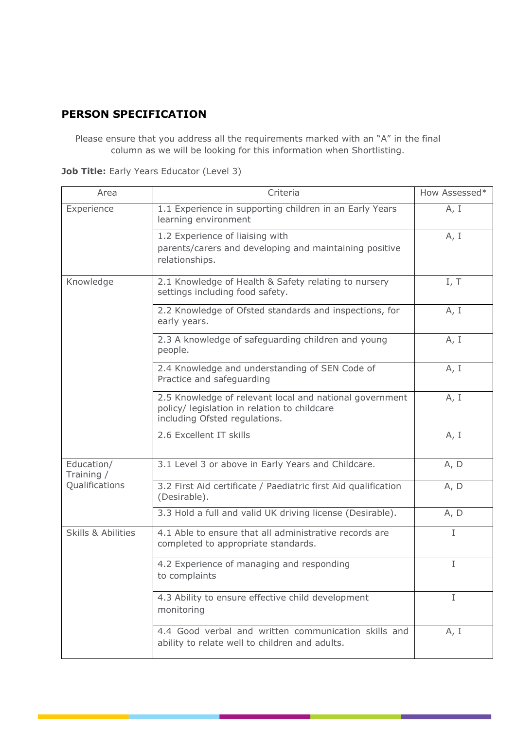## PERSON SPECIFICATION

Please ensure that you address all the requirements marked with an "A" in the final column as we will be looking for this information when Shortlisting.

**Job Title:** Early Years Educator (Level 3)

| Area | Criteria | How Assessed* |
|---|---|---|
| Experience | 1.1 Experience in supporting children in an Early Years learning environment | A, I |
| | 1.2 Experience of liaising with parents/carers and developing and maintaining positive relationships. | A, I |
| Knowledge | 2.1 Knowledge of Health & Safety relating to nursery settings including food safety. | I, T |
| | 2.2 Knowledge of Ofsted standards and inspections, for early years. | A, I |
| | 2.3 A knowledge of safeguarding children and young people. | A, I |
| | 2.4 Knowledge and understanding of SEN Code of Practice and safeguarding | A, I |
| | 2.5 Knowledge of relevant local and national government policy/ legislation in relation to childcare including Ofsted regulations. | A, I |
| | 2.6 Excellent IT skills | A, I |
| Education/ Training / Qualifications | 3.1 Level 3 or above in Early Years and Childcare. | A, D |
| | 3.2 First Aid certificate / Paediatric first Aid qualification (Desirable). | A, D |
| | 3.3 Hold a full and valid UK driving license (Desirable). | A, D |
| Skills & Abilities | 4.1 Able to ensure that all administrative records are completed to appropriate standards. | I |
| | 4.2 Experience of managing and responding to complaints | I |
| | 4.3 Ability to ensure effective child development monitoring | I |
| | 4.4 Good verbal and written communication skills and ability to relate well to children and adults. | A, I |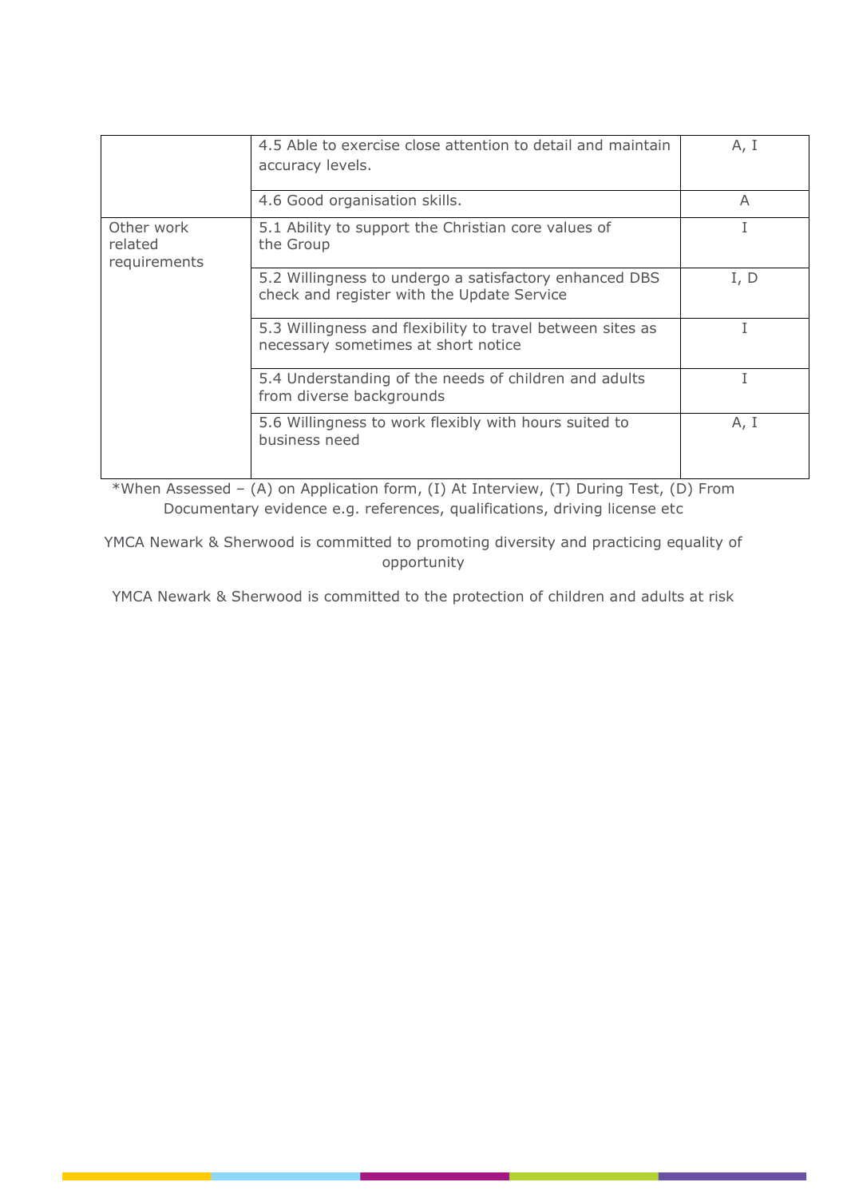| | | |
|---|---|---|
| | 4.5 Able to exercise close attention to detail and maintain accuracy levels. | A, I |
| | 4.6 Good organisation skills. | A |
| Other work related requirements | 5.1 Ability to support the Christian core values of the Group | I |
| | 5.2 Willingness to undergo a satisfactory enhanced DBS check and register with the Update Service | I, D |
| | 5.3 Willingness and flexibility to travel between sites as necessary sometimes at short notice | I |
| | 5.4 Understanding of the needs of children and adults from diverse backgrounds | I |
| | 5.6 Willingness to work flexibly with hours suited to business need | A, I |

*When Assessed – (A) on Application form, (I) At Interview, (T) During Test, (D) From Documentary evidence e.g. references, qualifications, driving license etc

YMCA Newark & Sherwood is committed to promoting diversity and practicing equality of opportunity

YMCA Newark & Sherwood is committed to the protection of children and adults at risk